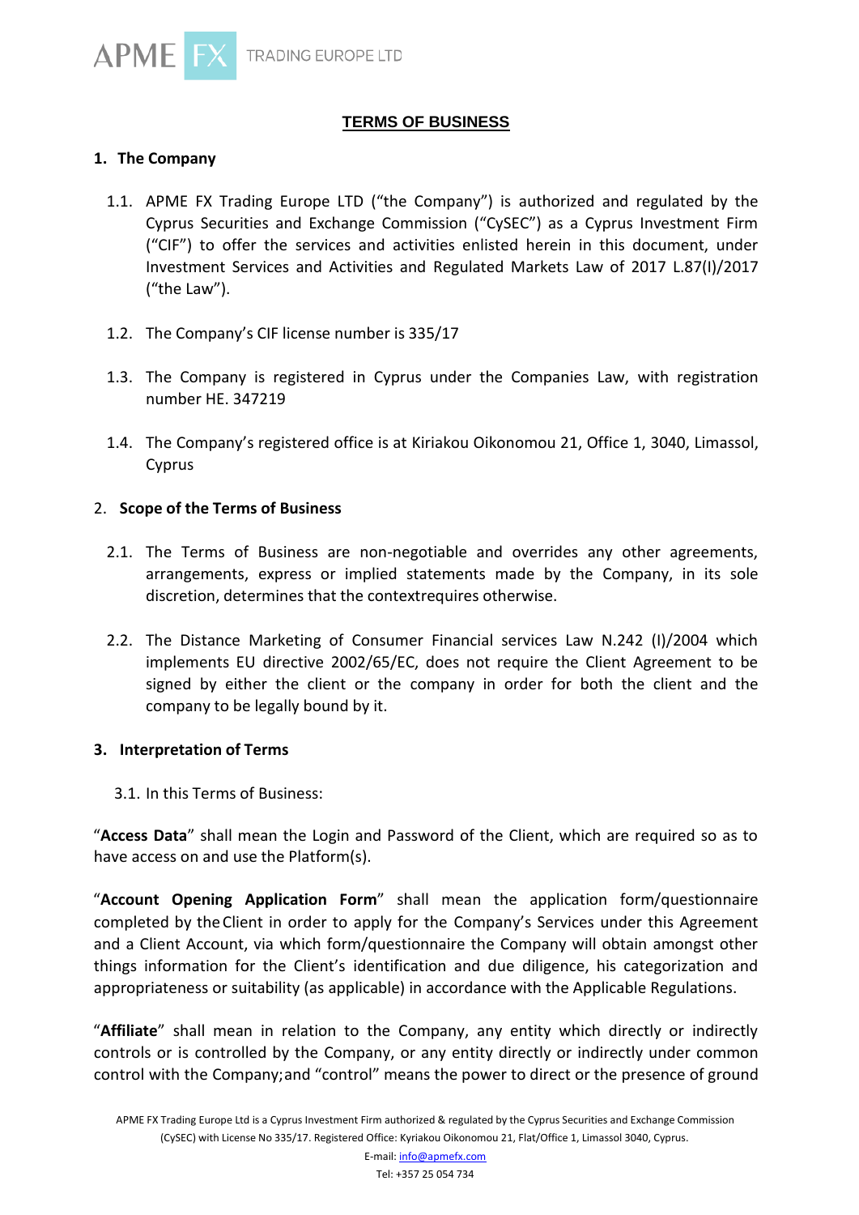# TERMS OF BUSINESS

## 1. The Company

1.1. APME FX Trading Europe LTD ("the Company") is authorized and regulated by the Cyprus Securities and Exchange Commission ("CySEC") as a Cyprus Investment Firm ("CIF") to offer the services and activities enlisted herein in this document, under Investment Services and Activities and Regulated Markets Law of 2017 L.87(I)/2017 ("the Law").

1.2. The Company's CIF license number is 335/17

1.3. The Company is registered in Cyprus under the Companies Law, with registration number HE. 347219

1.4. The Company's registered office is at Kiriakou Oikonomou 21, Office 1, 3040, Limassol, Cyprus

## 2. Scope of the Terms of Business

2.1. The Terms of Business are non-negotiable and overrides any other agreements, arrangements, express or implied statements made by the Company, in its sole discretion, determines that the contextrequires otherwise.

2.2. The Distance Marketing of Consumer Financial services Law N.242 (I)/2004 which implements EU directive 2002/65/EC, does not require the Client Agreement to be signed by either the client or the company in order for both the client and the company to be legally bound by it.

## 3. Interpretation of Terms

3.1. In this Terms of Business:

"**Access Data**" shall mean the Login and Password of the Client, which are required so as to have access on and use the Platform(s).

"**Account Opening Application Form**" shall mean the application form/questionnaire completed by the Client in order to apply for the Company's Services under this Agreement and a Client Account, via which form/questionnaire the Company will obtain amongst other things information for the Client's identification and due diligence, his categorization and appropriateness or suitability (as applicable) in accordance with the Applicable Regulations.

"**Affiliate**" shall mean in relation to the Company, any entity which directly or indirectly controls or is controlled by the Company, or any entity directly or indirectly under common control with the Company;and "control" means the power to direct or the presence of ground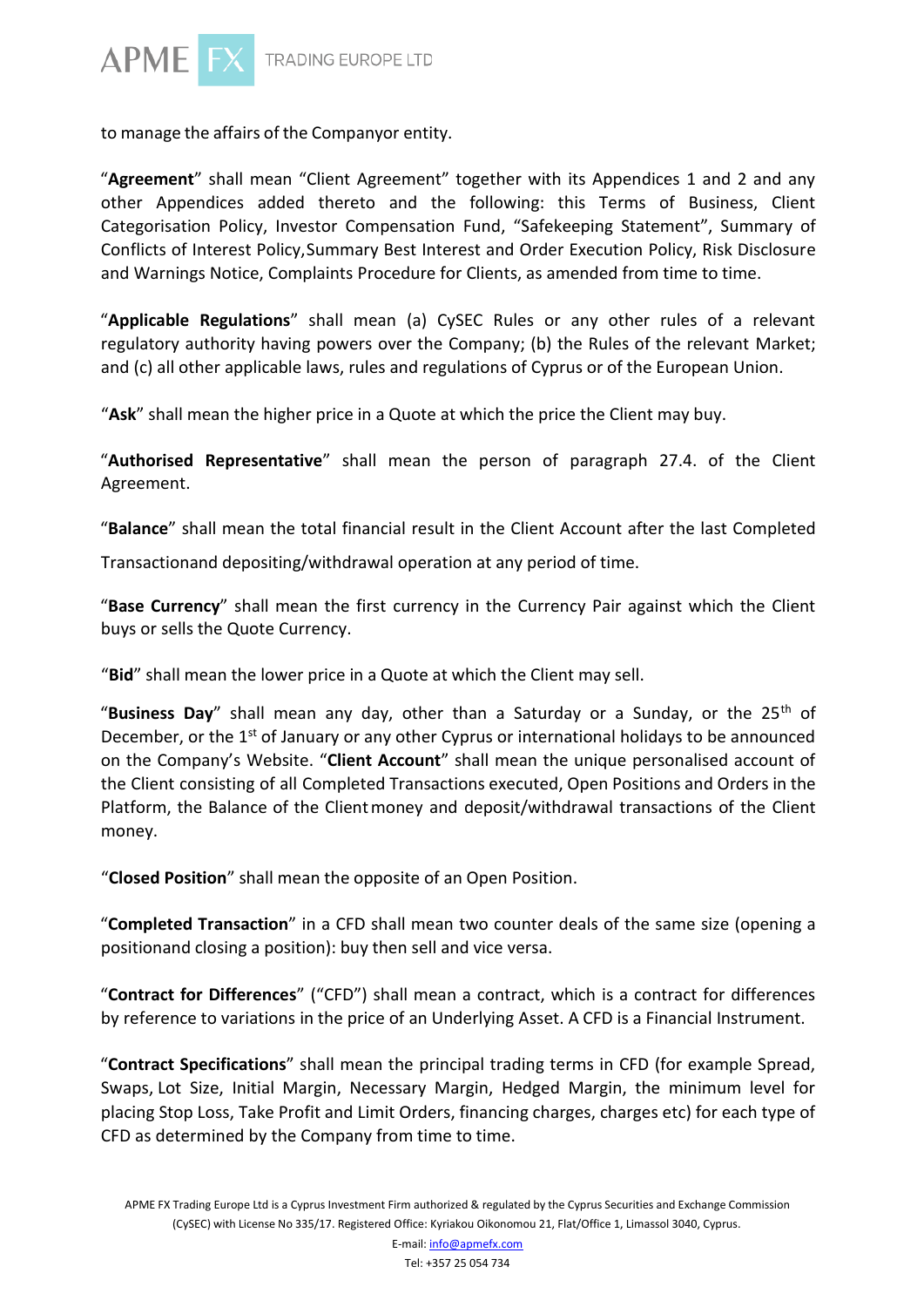to manage the affairs of the Companyor entity.

"**Agreement**" shall mean "Client Agreement" together with its Appendices 1 and 2 and any other Appendices added thereto and the following: this Terms of Business, Client Categorisation Policy, Investor Compensation Fund, "Safekeeping Statement", Summary of Conflicts of Interest Policy,Summary Best Interest and Order Execution Policy, Risk Disclosure and Warnings Notice, Complaints Procedure for Clients, as amended from time to time.

"**Applicable Regulations**" shall mean (a) CySEC Rules or any other rules of a relevant regulatory authority having powers over the Company; (b) the Rules of the relevant Market; and (c) all other applicable laws, rules and regulations of Cyprus or of the European Union.

"**Ask**" shall mean the higher price in a Quote at which the price the Client may buy.

"**Authorised Representative**" shall mean the person of paragraph 27.4. of the Client Agreement.

"**Balance**" shall mean the total financial result in the Client Account after the last Completed Transactionand depositing/withdrawal operation at any period of time.

"**Base Currency**" shall mean the first currency in the Currency Pair against which the Client buys or sells the Quote Currency.

"**Bid**" shall mean the lower price in a Quote at which the Client may sell.

"**Business Day**" shall mean any day, other than a Saturday or a Sunday, or the 25th of December, or the 1st of January or any other Cyprus or international holidays to be announced on the Company's Website. "**Client Account**" shall mean the unique personalised account of the Client consisting of all Completed Transactions executed, Open Positions and Orders in the Platform, the Balance of the Client money and deposit/withdrawal transactions of the Client money.

"**Closed Position**" shall mean the opposite of an Open Position.

"**Completed Transaction**" in a CFD shall mean two counter deals of the same size (opening a positionand closing a position): buy then sell and vice versa.

"**Contract for Differences**" ("CFD") shall mean a contract, which is a contract for differences by reference to variations in the price of an Underlying Asset. A CFD is a Financial Instrument.

"**Contract Specifications**" shall mean the principal trading terms in CFD (for example Spread, Swaps, Lot Size, Initial Margin, Necessary Margin, Hedged Margin, the minimum level for placing Stop Loss, Take Profit and Limit Orders, financing charges, charges etc) for each type of CFD as determined by the Company from time to time.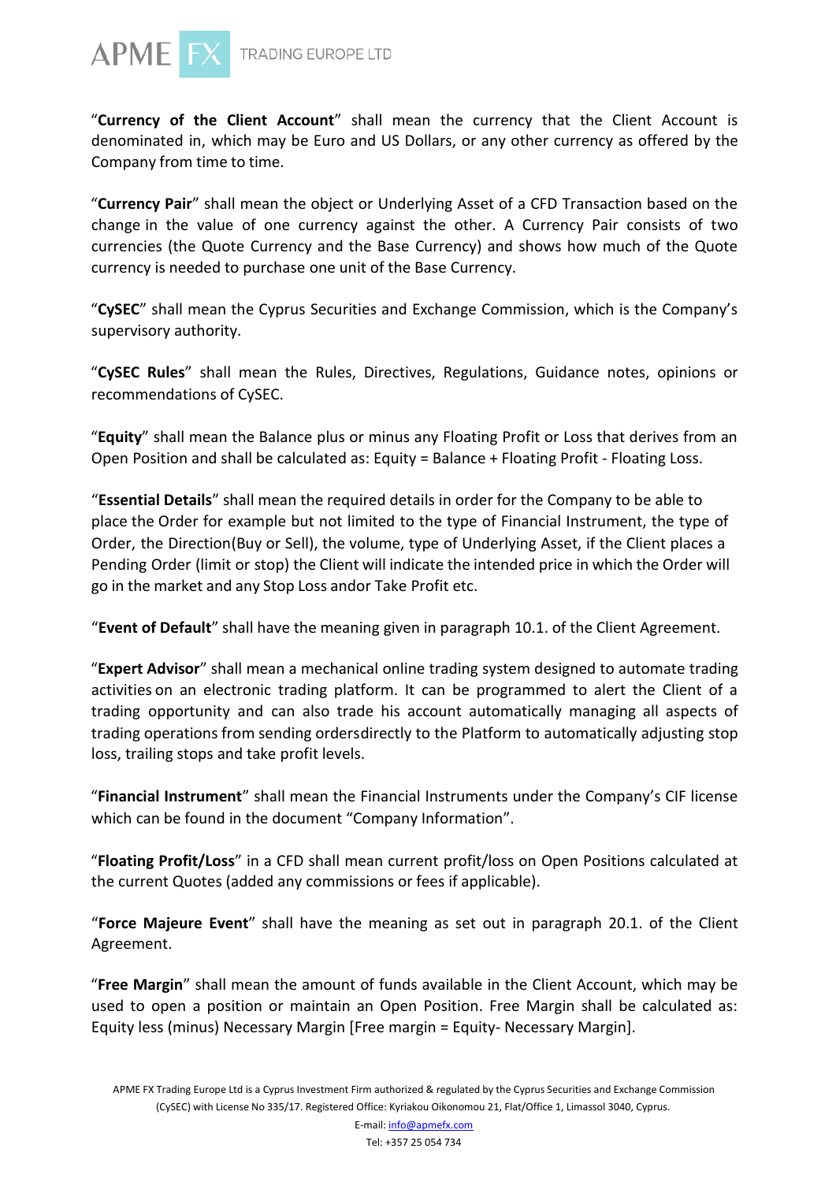"**Currency of the Client Account**" shall mean the currency that the Client Account is denominated in, which may be Euro and US Dollars, or any other currency as offered by the Company from time to time.

"**Currency Pair**" shall mean the object or Underlying Asset of a CFD Transaction based on the change in the value of one currency against the other. A Currency Pair consists of two currencies (the Quote Currency and the Base Currency) and shows how much of the Quote currency is needed to purchase one unit of the Base Currency.

"**CySEC**" shall mean the Cyprus Securities and Exchange Commission, which is the Company's supervisory authority.

"**CySEC Rules**" shall mean the Rules, Directives, Regulations, Guidance notes, opinions or recommendations of CySEC.

"**Equity**" shall mean the Balance plus or minus any Floating Profit or Loss that derives from an Open Position and shall be calculated as: Equity = Balance + Floating Profit - Floating Loss.

"**Essential Details**" shall mean the required details in order for the Company to be able to place the Order for example but not limited to the type of Financial Instrument, the type of Order, the Direction(Buy or Sell), the volume, type of Underlying Asset, if the Client places a Pending Order (limit or stop) the Client will indicate the intended price in which the Order will go in the market and any Stop Loss andor Take Profit etc.

"**Event of Default**" shall have the meaning given in paragraph 10.1. of the Client Agreement.

"**Expert Advisor**" shall mean a mechanical online trading system designed to automate trading activities on an electronic trading platform. It can be programmed to alert the Client of a trading opportunity and can also trade his account automatically managing all aspects of trading operations from sending ordersdirectly to the Platform to automatically adjusting stop loss, trailing stops and take profit levels.

"**Financial Instrument**" shall mean the Financial Instruments under the Company's CIF license which can be found in the document "Company Information".

"**Floating Profit/Loss**" in a CFD shall mean current profit/loss on Open Positions calculated at the current Quotes (added any commissions or fees if applicable).

"**Force Majeure Event**" shall have the meaning as set out in paragraph 20.1. of the Client Agreement.

"**Free Margin**" shall mean the amount of funds available in the Client Account, which may be used to open a position or maintain an Open Position. Free Margin shall be calculated as: Equity less (minus) Necessary Margin [Free margin = Equity- Necessary Margin].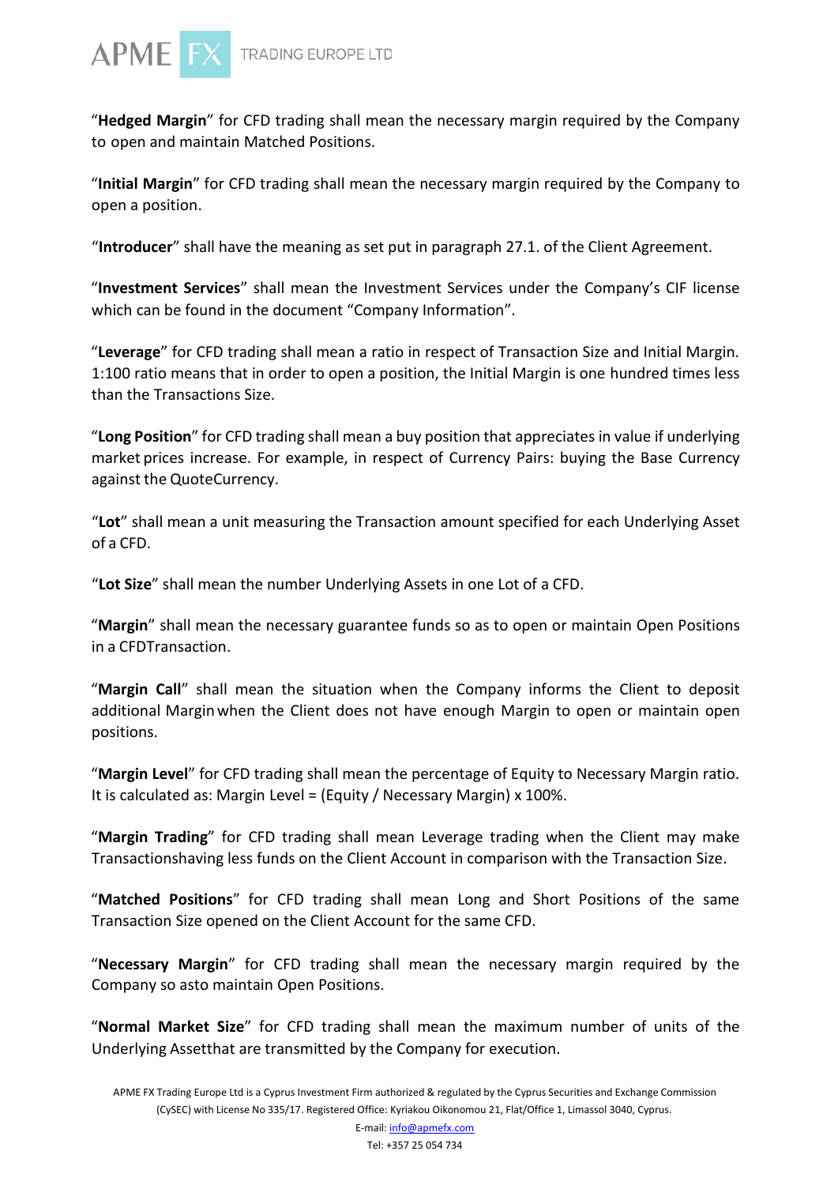"**Hedged Margin**" for CFD trading shall mean the necessary margin required by the Company to open and maintain Matched Positions.

"**Initial Margin**" for CFD trading shall mean the necessary margin required by the Company to open a position.

"**Introducer**" shall have the meaning as set put in paragraph 27.1. of the Client Agreement.

"**Investment Services**" shall mean the Investment Services under the Company's CIF license which can be found in the document "Company Information".

"**Leverage**" for CFD trading shall mean a ratio in respect of Transaction Size and Initial Margin. 1:100 ratio means that in order to open a position, the Initial Margin is one hundred times less than the Transactions Size.

"**Long Position**" for CFD trading shall mean a buy position that appreciates in value if underlying market prices increase. For example, in respect of Currency Pairs: buying the Base Currency against the QuoteCurrency.

"**Lot**" shall mean a unit measuring the Transaction amount specified for each Underlying Asset of a CFD.

"**Lot Size**" shall mean the number Underlying Assets in one Lot of a CFD.

"**Margin**" shall mean the necessary guarantee funds so as to open or maintain Open Positions in a CFDTransaction.

"**Margin Call**" shall mean the situation when the Company informs the Client to deposit additional Margin when the Client does not have enough Margin to open or maintain open positions.

"**Margin Level**" for CFD trading shall mean the percentage of Equity to Necessary Margin ratio. It is calculated as: Margin Level = (Equity / Necessary Margin) x 100%.

"**Margin Trading**" for CFD trading shall mean Leverage trading when the Client may make Transactionshaving less funds on the Client Account in comparison with the Transaction Size.

"**Matched Positions**" for CFD trading shall mean Long and Short Positions of the same Transaction Size opened on the Client Account for the same CFD.

"**Necessary Margin**" for CFD trading shall mean the necessary margin required by the Company so asto maintain Open Positions.

"**Normal Market Size**" for CFD trading shall mean the maximum number of units of the Underlying Assetthat are transmitted by the Company for execution.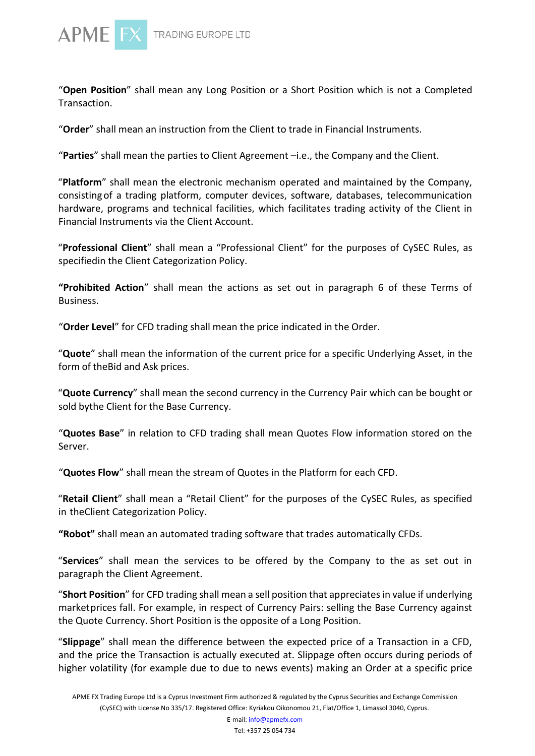"**Open Position**" shall mean any Long Position or a Short Position which is not a Completed Transaction.

"**Order**" shall mean an instruction from the Client to trade in Financial Instruments.

"**Parties**" shall mean the parties to Client Agreement –i.e., the Company and the Client.

"**Platform**" shall mean the electronic mechanism operated and maintained by the Company, consisting of a trading platform, computer devices, software, databases, telecommunication hardware, programs and technical facilities, which facilitates trading activity of the Client in Financial Instruments via the Client Account.

"**Professional Client**" shall mean a "Professional Client" for the purposes of CySEC Rules, as specifiedin the Client Categorization Policy.

**"Prohibited Action**" shall mean the actions as set out in paragraph 6 of these Terms of Business.

"**Order Level**" for CFD trading shall mean the price indicated in the Order.

"**Quote**" shall mean the information of the current price for a specific Underlying Asset, in the form of theBid and Ask prices.

"**Quote Currency**" shall mean the second currency in the Currency Pair which can be bought or sold bythe Client for the Base Currency.

"**Quotes Base**" in relation to CFD trading shall mean Quotes Flow information stored on the Server.

"**Quotes Flow**" shall mean the stream of Quotes in the Platform for each CFD.

"**Retail Client**" shall mean a "Retail Client" for the purposes of the CySEC Rules, as specified in theClient Categorization Policy.

**"Robot"** shall mean an automated trading software that trades automatically CFDs.

"**Services**" shall mean the services to be offered by the Company to the as set out in paragraph the Client Agreement.

"**Short Position**" for CFD trading shall mean a sell position that appreciates in value if underlying marketprices fall. For example, in respect of Currency Pairs: selling the Base Currency against the Quote Currency. Short Position is the opposite of a Long Position.

"**Slippage**" shall mean the difference between the expected price of a Transaction in a CFD, and the price the Transaction is actually executed at. Slippage often occurs during periods of higher volatility (for example due to due to news events) making an Order at a specific price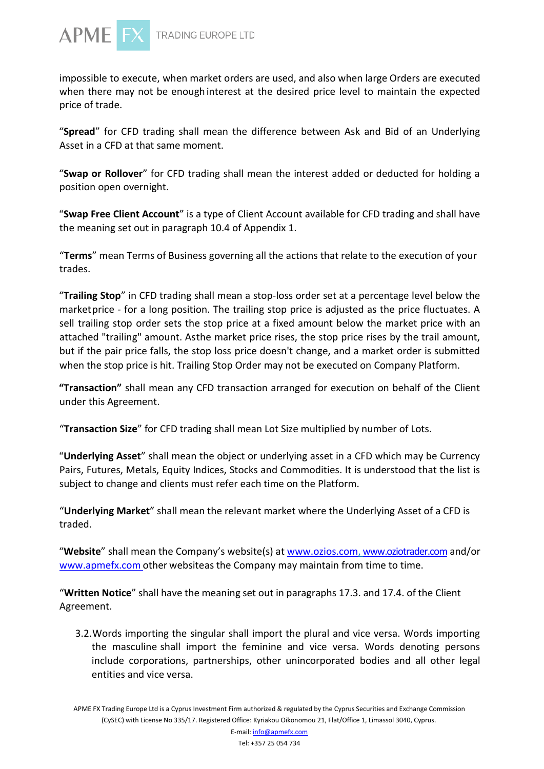impossible to execute, when market orders are used, and also when large Orders are executed when there may not be enough interest at the desired price level to maintain the expected price of trade.

"**Spread**" for CFD trading shall mean the difference between Ask and Bid of an Underlying Asset in a CFD at that same moment.

"**Swap or Rollover**" for CFD trading shall mean the interest added or deducted for holding a position open overnight.

"**Swap Free Client Account**" is a type of Client Account available for CFD trading and shall have the meaning set out in paragraph 10.4 of Appendix 1.

"**Terms**" mean Terms of Business governing all the actions that relate to the execution of your trades.

"**Trailing Stop**" in CFD trading shall mean a stop-loss order set at a percentage level below the market price - for a long position. The trailing stop price is adjusted as the price fluctuates. A sell trailing stop order sets the stop price at a fixed amount below the market price with an attached "trailing" amount. As the market price rises, the stop price rises by the trail amount, but if the pair price falls, the stop loss price doesn't change, and a market order is submitted when the stop price is hit. Trailing Stop Order may not be executed on Company Platform.

**"Transaction"** shall mean any CFD transaction arranged for execution on behalf of the Client under this Agreement.

"**Transaction Size**" for CFD trading shall mean Lot Size multiplied by number of Lots.

"**Underlying Asset**" shall mean the object or underlying asset in a CFD which may be Currency Pairs, Futures, Metals, Equity Indices, Stocks and Commodities. It is understood that the list is subject to change and clients must refer each time on the Platform.

"**Underlying Market**" shall mean the relevant market where the Underlying Asset of a CFD is traded.

"**Website**" shall mean the Company's website(s) at www.ozios.com, www.oziotrader.com and/or www.apmefx.com other websites as the Company may maintain from time to time.

"**Written Notice**" shall have the meaning set out in paragraphs 17.3. and 17.4. of the Client Agreement.

3.2. Words importing the singular shall import the plural and vice versa. Words importing the masculine shall import the feminine and vice versa. Words denoting persons include corporations, partnerships, other unincorporated bodies and all other legal entities and vice versa.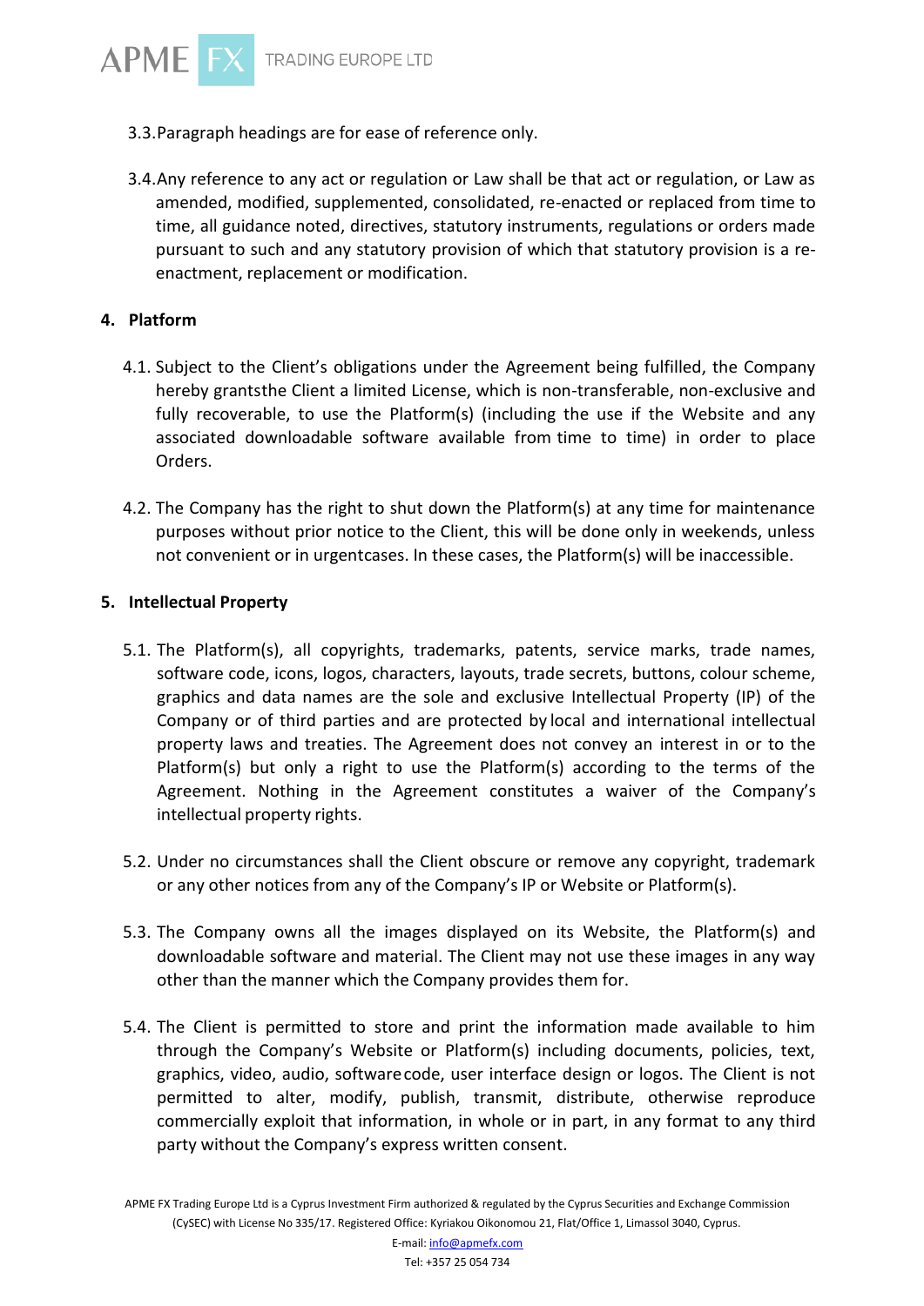3.3. Paragraph headings are for ease of reference only.

3.4. Any reference to any act or regulation or Law shall be that act or regulation, or Law as amended, modified, supplemented, consolidated, re-enacted or replaced from time to time, all guidance noted, directives, statutory instruments, regulations or orders made pursuant to such and any statutory provision of which that statutory provision is a re-enactment, replacement or modification.

## 4. Platform

4.1. Subject to the Client's obligations under the Agreement being fulfilled, the Company hereby grantsthe Client a limited License, which is non-transferable, non-exclusive and fully recoverable, to use the Platform(s) (including the use if the Website and any associated downloadable software available from time to time) in order to place Orders.

4.2. The Company has the right to shut down the Platform(s) at any time for maintenance purposes without prior notice to the Client, this will be done only in weekends, unless not convenient or in urgentcases. In these cases, the Platform(s) will be inaccessible.

## 5. Intellectual Property

5.1. The Platform(s), all copyrights, trademarks, patents, service marks, trade names, software code, icons, logos, characters, layouts, trade secrets, buttons, colour scheme, graphics and data names are the sole and exclusive Intellectual Property (IP) of the Company or of third parties and are protected by local and international intellectual property laws and treaties. The Agreement does not convey an interest in or to the Platform(s) but only a right to use the Platform(s) according to the terms of the Agreement. Nothing in the Agreement constitutes a waiver of the Company's intellectual property rights.

5.2. Under no circumstances shall the Client obscure or remove any copyright, trademark or any other notices from any of the Company's IP or Website or Platform(s).

5.3. The Company owns all the images displayed on its Website, the Platform(s) and downloadable software and material. The Client may not use these images in any way other than the manner which the Company provides them for.

5.4. The Client is permitted to store and print the information made available to him through the Company's Website or Platform(s) including documents, policies, text, graphics, video, audio, software code, user interface design or logos. The Client is not permitted to alter, modify, publish, transmit, distribute, otherwise reproduce commercially exploit that information, in whole or in part, in any format to any third party without the Company's express written consent.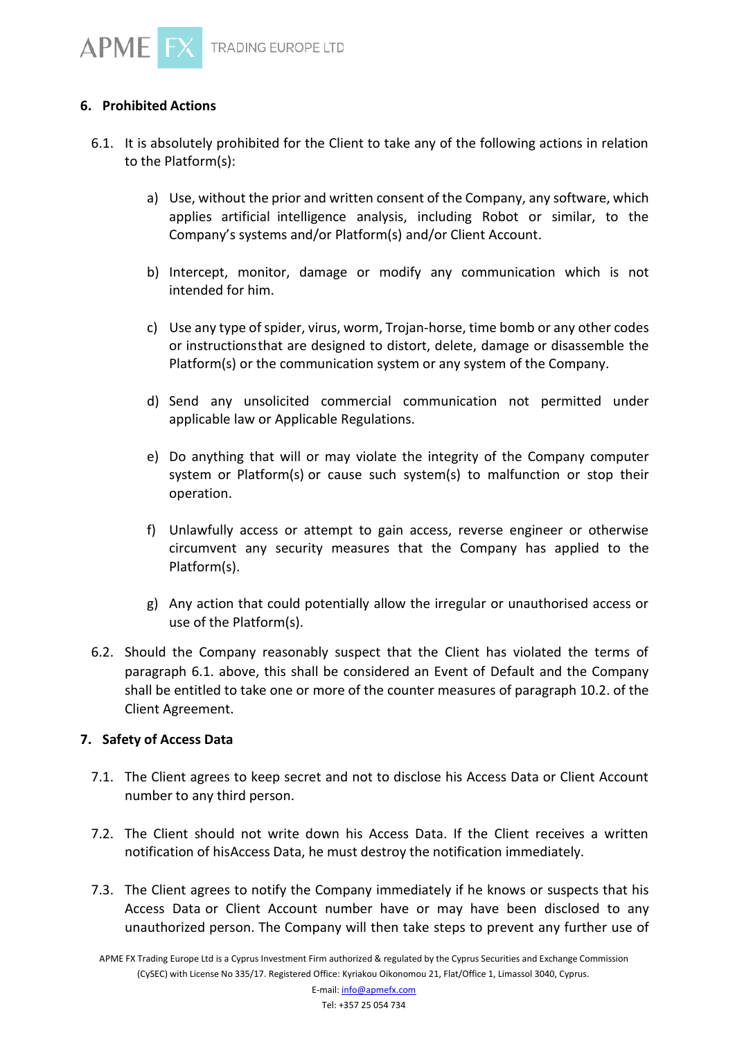## 6. Prohibited Actions

6.1. It is absolutely prohibited for the Client to take any of the following actions in relation to the Platform(s):

a) Use, without the prior and written consent of the Company, any software, which applies artificial intelligence analysis, including Robot or similar, to the Company's systems and/or Platform(s) and/or Client Account.

b) Intercept, monitor, damage or modify any communication which is not intended for him.

c) Use any type of spider, virus, worm, Trojan-horse, time bomb or any other codes or instructionsthat are designed to distort, delete, damage or disassemble the Platform(s) or the communication system or any system of the Company.

d) Send any unsolicited commercial communication not permitted under applicable law or Applicable Regulations.

e) Do anything that will or may violate the integrity of the Company computer system or Platform(s) or cause such system(s) to malfunction or stop their operation.

f) Unlawfully access or attempt to gain access, reverse engineer or otherwise circumvent any security measures that the Company has applied to the Platform(s).

g) Any action that could potentially allow the irregular or unauthorised access or use of the Platform(s).

6.2. Should the Company reasonably suspect that the Client has violated the terms of paragraph 6.1. above, this shall be considered an Event of Default and the Company shall be entitled to take one or more of the counter measures of paragraph 10.2. of the Client Agreement.

## 7. Safety of Access Data

7.1. The Client agrees to keep secret and not to disclose his Access Data or Client Account number to any third person.

7.2. The Client should not write down his Access Data. If the Client receives a written notification of hisAccess Data, he must destroy the notification immediately.

7.3. The Client agrees to notify the Company immediately if he knows or suspects that his Access Data or Client Account number have or may have been disclosed to any unauthorized person. The Company will then take steps to prevent any further use of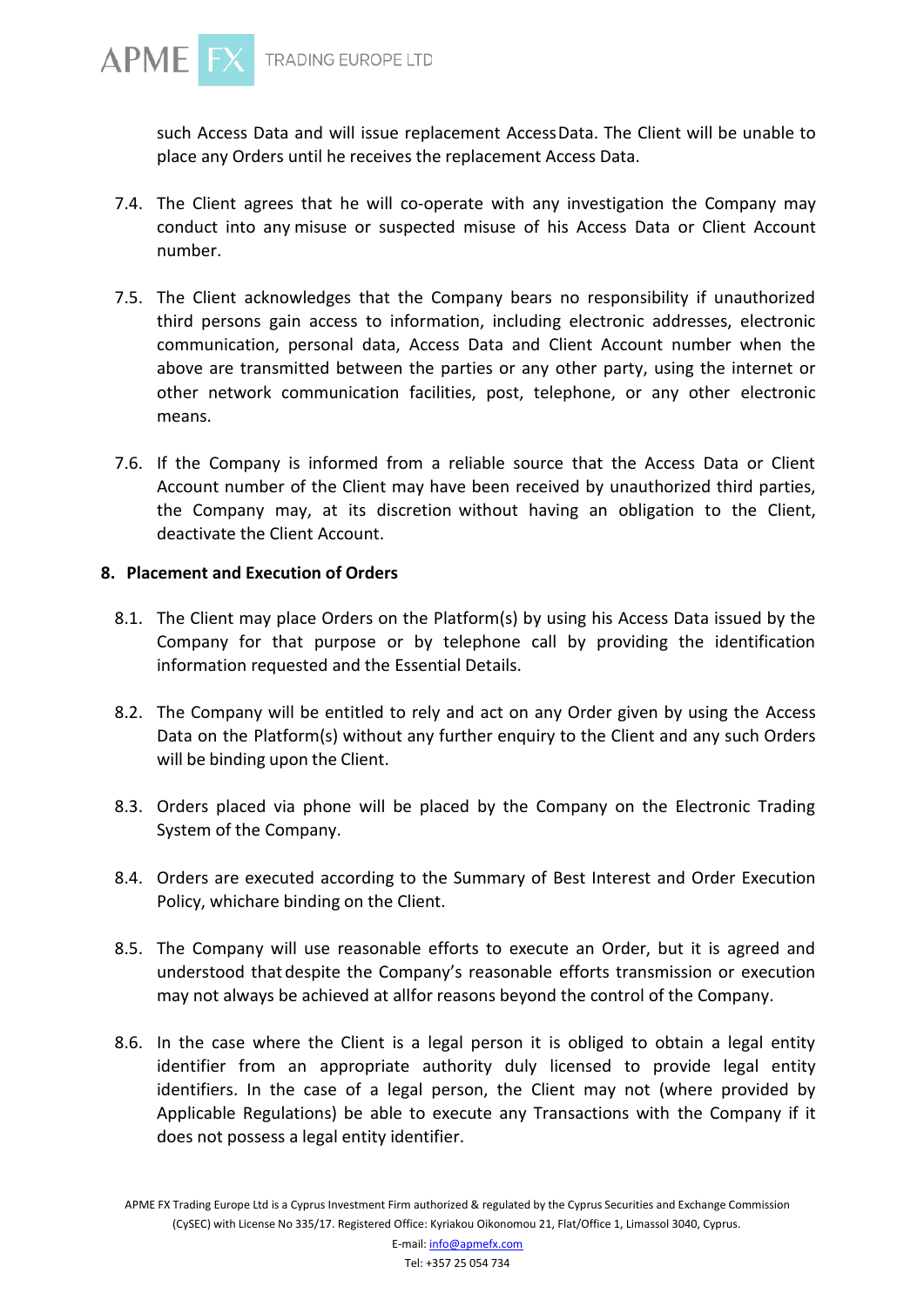such Access Data and will issue replacement Access Data. The Client will be unable to place any Orders until he receives the replacement Access Data.

7.4. The Client agrees that he will co-operate with any investigation the Company may conduct into any misuse or suspected misuse of his Access Data or Client Account number.

7.5. The Client acknowledges that the Company bears no responsibility if unauthorized third persons gain access to information, including electronic addresses, electronic communication, personal data, Access Data and Client Account number when the above are transmitted between the parties or any other party, using the internet or other network communication facilities, post, telephone, or any other electronic means.

7.6. If the Company is informed from a reliable source that the Access Data or Client Account number of the Client may have been received by unauthorized third parties, the Company may, at its discretion without having an obligation to the Client, deactivate the Client Account.

## 8. Placement and Execution of Orders

8.1. The Client may place Orders on the Platform(s) by using his Access Data issued by the Company for that purpose or by telephone call by providing the identification information requested and the Essential Details.

8.2. The Company will be entitled to rely and act on any Order given by using the Access Data on the Platform(s) without any further enquiry to the Client and any such Orders will be binding upon the Client.

8.3. Orders placed via phone will be placed by the Company on the Electronic Trading System of the Company.

8.4. Orders are executed according to the Summary of Best Interest and Order Execution Policy, whichare binding on the Client.

8.5. The Company will use reasonable efforts to execute an Order, but it is agreed and understood that despite the Company's reasonable efforts transmission or execution may not always be achieved at allfor reasons beyond the control of the Company.

8.6. In the case where the Client is a legal person it is obliged to obtain a legal entity identifier from an appropriate authority duly licensed to provide legal entity identifiers. In the case of a legal person, the Client may not (where provided by Applicable Regulations) be able to execute any Transactions with the Company if it does not possess a legal entity identifier.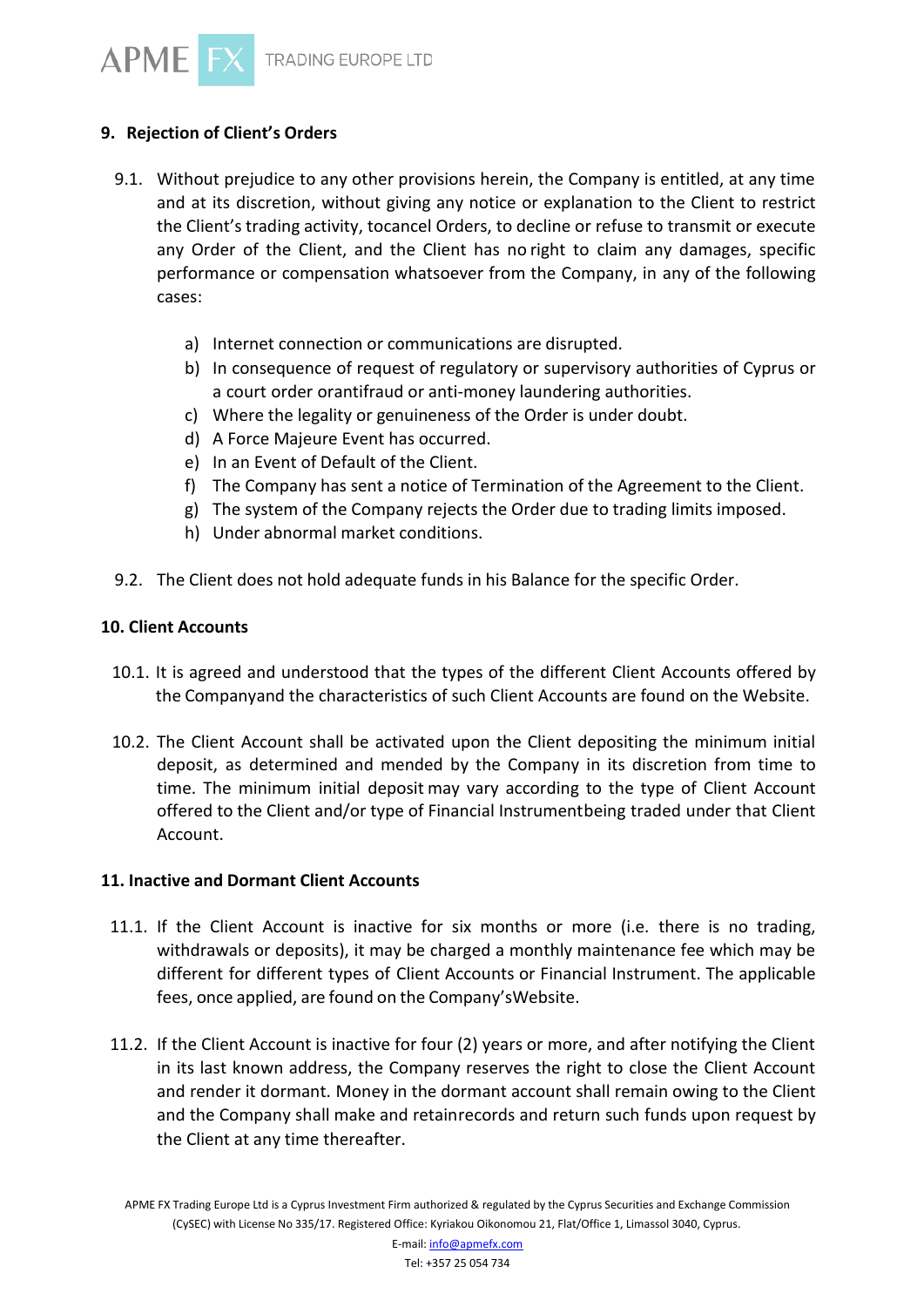## 9. Rejection of Client's Orders

9.1. Without prejudice to any other provisions herein, the Company is entitled, at any time and at its discretion, without giving any notice or explanation to the Client to restrict the Client's trading activity, tocancel Orders, to decline or refuse to transmit or execute any Order of the Client, and the Client has no right to claim any damages, specific performance or compensation whatsoever from the Company, in any of the following cases:

a) Internet connection or communications are disrupted.
b) In consequence of request of regulatory or supervisory authorities of Cyprus or a court order orantifraud or anti-money laundering authorities.
c) Where the legality or genuineness of the Order is under doubt.
d) A Force Majeure Event has occurred.
e) In an Event of Default of the Client.
f) The Company has sent a notice of Termination of the Agreement to the Client.
g) The system of the Company rejects the Order due to trading limits imposed.
h) Under abnormal market conditions.

9.2. The Client does not hold adequate funds in his Balance for the specific Order.

## 10. Client Accounts

10.1. It is agreed and understood that the types of the different Client Accounts offered by the Companyand the characteristics of such Client Accounts are found on the Website.

10.2. The Client Account shall be activated upon the Client depositing the minimum initial deposit, as determined and mended by the Company in its discretion from time to time. The minimum initial deposit may vary according to the type of Client Account offered to the Client and/or type of Financial Instrumentbeing traded under that Client Account.

## 11. Inactive and Dormant Client Accounts

11.1. If the Client Account is inactive for six months or more (i.e. there is no trading, withdrawals or deposits), it may be charged a monthly maintenance fee which may be different for different types of Client Accounts or Financial Instrument. The applicable fees, once applied, are found on the Company'sWebsite.

11.2. If the Client Account is inactive for four (2) years or more, and after notifying the Client in its last known address, the Company reserves the right to close the Client Account and render it dormant. Money in the dormant account shall remain owing to the Client and the Company shall make and retainrecords and return such funds upon request by the Client at any time thereafter.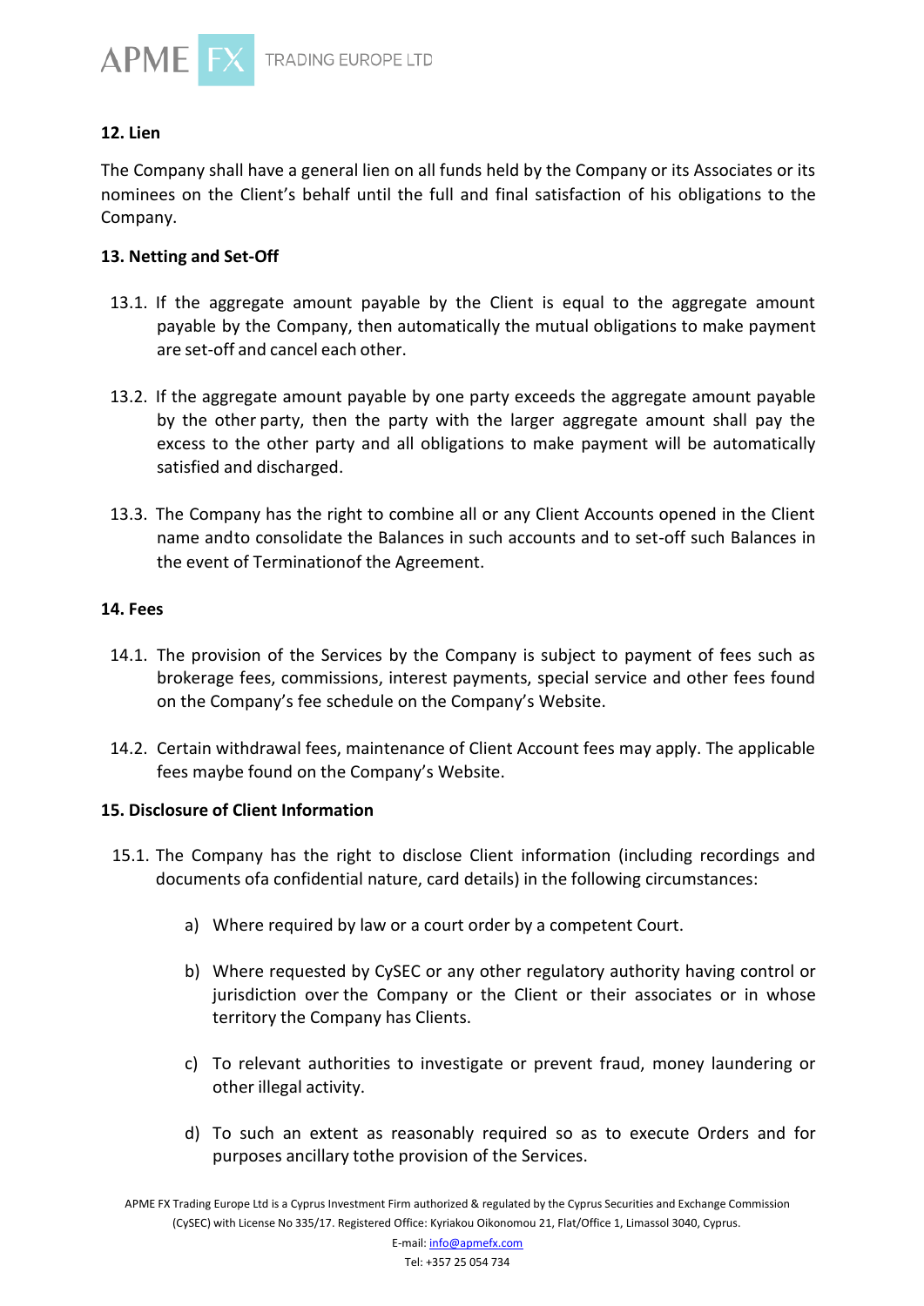## 12. Lien

The Company shall have a general lien on all funds held by the Company or its Associates or its nominees on the Client's behalf until the full and final satisfaction of his obligations to the Company.

## 13. Netting and Set-Off

13.1. If the aggregate amount payable by the Client is equal to the aggregate amount payable by the Company, then automatically the mutual obligations to make payment are set-off and cancel each other.

13.2. If the aggregate amount payable by one party exceeds the aggregate amount payable by the other party, then the party with the larger aggregate amount shall pay the excess to the other party and all obligations to make payment will be automatically satisfied and discharged.

13.3. The Company has the right to combine all or any Client Accounts opened in the Client name andto consolidate the Balances in such accounts and to set-off such Balances in the event of Terminationof the Agreement.

## 14. Fees

14.1. The provision of the Services by the Company is subject to payment of fees such as brokerage fees, commissions, interest payments, special service and other fees found on the Company's fee schedule on the Company's Website.

14.2. Certain withdrawal fees, maintenance of Client Account fees may apply. The applicable fees maybe found on the Company's Website.

## 15. Disclosure of Client Information

15.1. The Company has the right to disclose Client information (including recordings and documents ofa confidential nature, card details) in the following circumstances:

a) Where required by law or a court order by a competent Court.

b) Where requested by CySEC or any other regulatory authority having control or jurisdiction over the Company or the Client or their associates or in whose territory the Company has Clients.

c) To relevant authorities to investigate or prevent fraud, money laundering or other illegal activity.

d) To such an extent as reasonably required so as to execute Orders and for purposes ancillary tothe provision of the Services.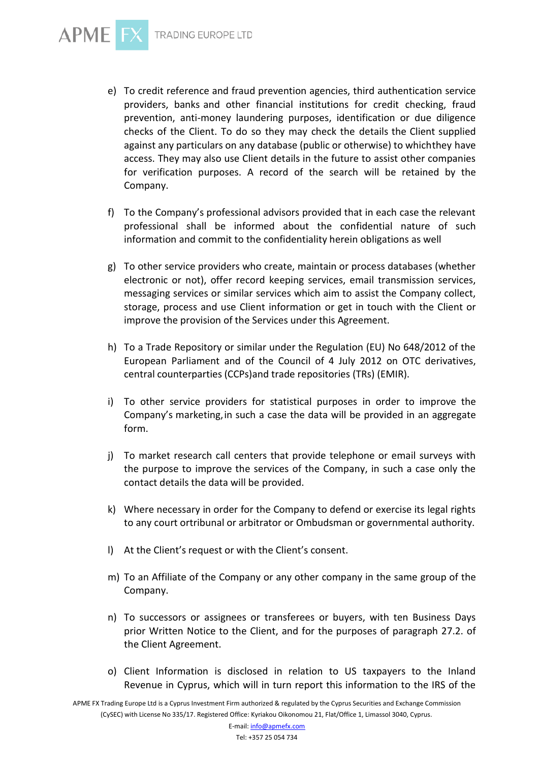e) To credit reference and fraud prevention agencies, third authentication service providers, banks and other financial institutions for credit checking, fraud prevention, anti-money laundering purposes, identification or due diligence checks of the Client. To do so they may check the details the Client supplied against any particulars on any database (public or otherwise) to whichthey have access. They may also use Client details in the future to assist other companies for verification purposes. A record of the search will be retained by the Company.

f) To the Company's professional advisors provided that in each case the relevant professional shall be informed about the confidential nature of such information and commit to the confidentiality herein obligations as well

g) To other service providers who create, maintain or process databases (whether electronic or not), offer record keeping services, email transmission services, messaging services or similar services which aim to assist the Company collect, storage, process and use Client information or get in touch with the Client or improve the provision of the Services under this Agreement.

h) To a Trade Repository or similar under the Regulation (EU) No 648/2012 of the European Parliament and of the Council of 4 July 2012 on OTC derivatives, central counterparties (CCPs)and trade repositories (TRs) (EMIR).

i) To other service providers for statistical purposes in order to improve the Company's marketing, in such a case the data will be provided in an aggregate form.

j) To market research call centers that provide telephone or email surveys with the purpose to improve the services of the Company, in such a case only the contact details the data will be provided.

k) Where necessary in order for the Company to defend or exercise its legal rights to any court ortribunal or arbitrator or Ombudsman or governmental authority.

l) At the Client's request or with the Client's consent.

m) To an Affiliate of the Company or any other company in the same group of the Company.

n) To successors or assignees or transferees or buyers, with ten Business Days prior Written Notice to the Client, and for the purposes of paragraph 27.2. of the Client Agreement.

o) Client Information is disclosed in relation to US taxpayers to the Inland Revenue in Cyprus, which will in turn report this information to the IRS of the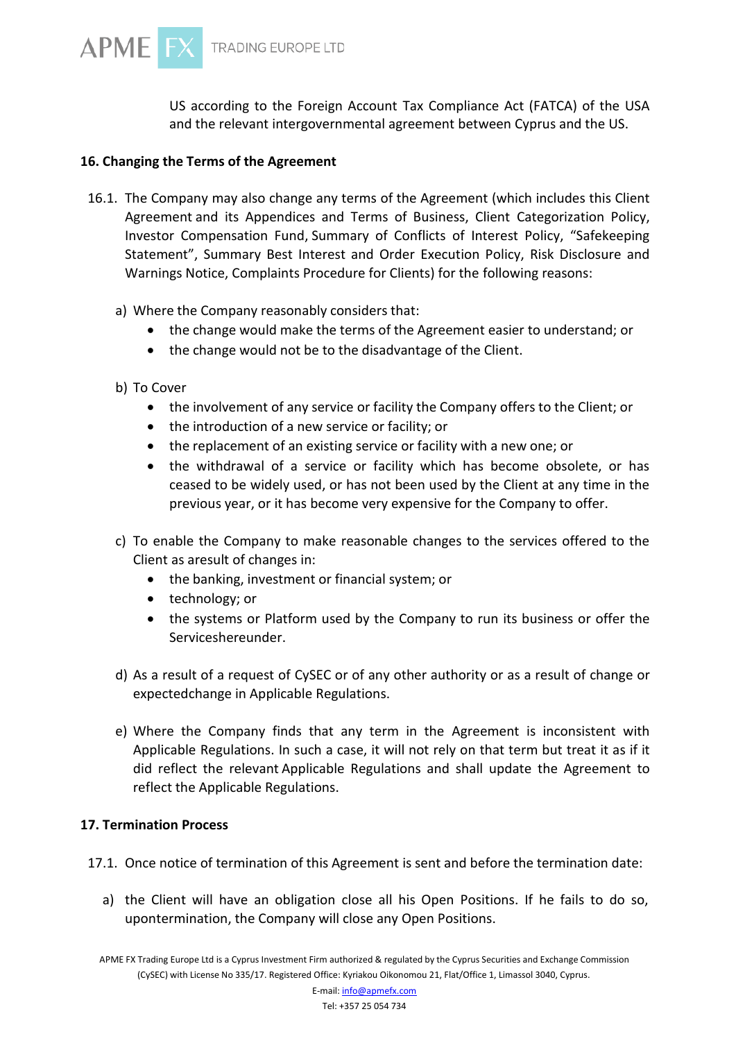US according to the Foreign Account Tax Compliance Act (FATCA) of the USA and the relevant intergovernmental agreement between Cyprus and the US.

**16. Changing the Terms of the Agreement**

16.1. The Company may also change any terms of the Agreement (which includes this Client Agreement and its Appendices and Terms of Business, Client Categorization Policy, Investor Compensation Fund, Summary of Conflicts of Interest Policy, "Safekeeping Statement", Summary Best Interest and Order Execution Policy, Risk Disclosure and Warnings Notice, Complaints Procedure for Clients) for the following reasons:

a) Where the Company reasonably considers that:
- the change would make the terms of the Agreement easier to understand; or
- the change would not be to the disadvantage of the Client.

b) To Cover
- the involvement of any service or facility the Company offers to the Client; or
- the introduction of a new service or facility; or
- the replacement of an existing service or facility with a new one; or
- the withdrawal of a service or facility which has become obsolete, or has ceased to be widely used, or has not been used by the Client at any time in the previous year, or it has become very expensive for the Company to offer.

c) To enable the Company to make reasonable changes to the services offered to the Client as aresult of changes in:
- the banking, investment or financial system; or
- technology; or
- the systems or Platform used by the Company to run its business or offer the Serviceshereunder.

d) As a result of a request of CySEC or of any other authority or as a result of change or expectedchange in Applicable Regulations.

e) Where the Company finds that any term in the Agreement is inconsistent with Applicable Regulations. In such a case, it will not rely on that term but treat it as if it did reflect the relevant Applicable Regulations and shall update the Agreement to reflect the Applicable Regulations.

**17. Termination Process**

17.1. Once notice of termination of this Agreement is sent and before the termination date:

a) the Client will have an obligation close all his Open Positions. If he fails to do so, upontermination, the Company will close any Open Positions.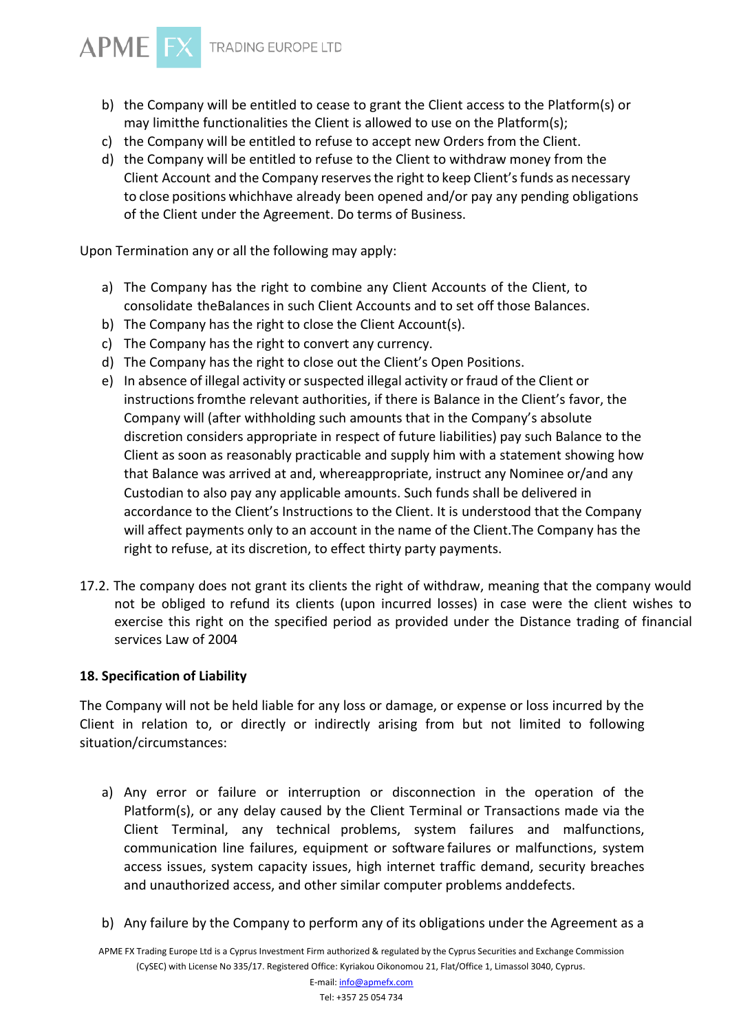b) the Company will be entitled to cease to grant the Client access to the Platform(s) or may limitthe functionalities the Client is allowed to use on the Platform(s);
c) the Company will be entitled to refuse to accept new Orders from the Client.
d) the Company will be entitled to refuse to the Client to withdraw money from the Client Account and the Company reserves the right to keep Client's funds as necessary to close positions whichhave already been opened and/or pay any pending obligations of the Client under the Agreement. Do terms of Business.

Upon Termination any or all the following may apply:

a) The Company has the right to combine any Client Accounts of the Client, to consolidate theBalances in such Client Accounts and to set off those Balances.
b) The Company has the right to close the Client Account(s).
c) The Company has the right to convert any currency.
d) The Company has the right to close out the Client's Open Positions.
e) In absence of illegal activity or suspected illegal activity or fraud of the Client or instructions fromthe relevant authorities, if there is Balance in the Client's favor, the Company will (after withholding such amounts that in the Company's absolute discretion considers appropriate in respect of future liabilities) pay such Balance to the Client as soon as reasonably practicable and supply him with a statement showing how that Balance was arrived at and, whereappropriate, instruct any Nominee or/and any Custodian to also pay any applicable amounts. Such funds shall be delivered in accordance to the Client's Instructions to the Client. It is understood that the Company will affect payments only to an account in the name of the Client.The Company has the right to refuse, at its discretion, to effect thirty party payments.

17.2. The company does not grant its clients the right of withdraw, meaning that the company would not be obliged to refund its clients (upon incurred losses) in case were the client wishes to exercise this right on the specified period as provided under the Distance trading of financial services Law of 2004

## 18. Specification of Liability

The Company will not be held liable for any loss or damage, or expense or loss incurred by the Client in relation to, or directly or indirectly arising from but not limited to following situation/circumstances:

a) Any error or failure or interruption or disconnection in the operation of the Platform(s), or any delay caused by the Client Terminal or Transactions made via the Client Terminal, any technical problems, system failures and malfunctions, communication line failures, equipment or software failures or malfunctions, system access issues, system capacity issues, high internet traffic demand, security breaches and unauthorized access, and other similar computer problems anddefects.

b) Any failure by the Company to perform any of its obligations under the Agreement as a

APME FX Trading Europe Ltd is a Cyprus Investment Firm authorized & regulated by the Cyprus Securities and Exchange Commission (CySEC) with License No 335/17. Registered Office: Kyriakou Oikonomou 21, Flat/Office 1, Limassol 3040, Cyprus.

E-mail: info@apmefx.com

Tel: +357 25 054 734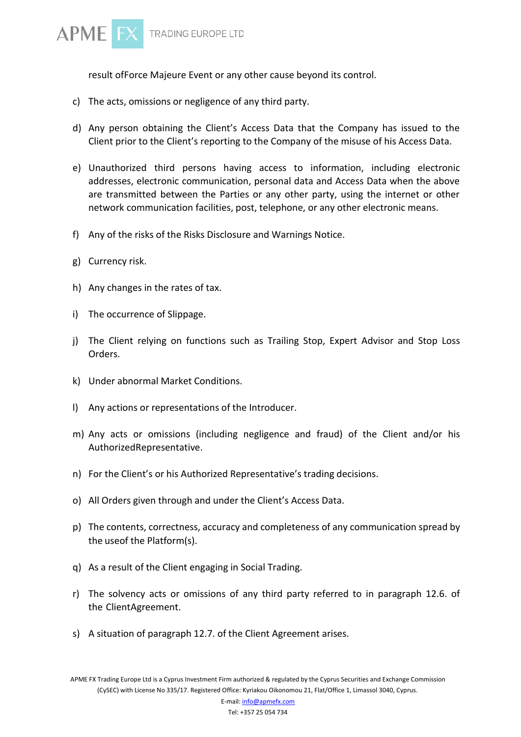result ofForce Majeure Event or any other cause beyond its control.

c) The acts, omissions or negligence of any third party.

d) Any person obtaining the Client's Access Data that the Company has issued to the Client prior to the Client's reporting to the Company of the misuse of his Access Data.

e) Unauthorized third persons having access to information, including electronic addresses, electronic communication, personal data and Access Data when the above are transmitted between the Parties or any other party, using the internet or other network communication facilities, post, telephone, or any other electronic means.

f) Any of the risks of the Risks Disclosure and Warnings Notice.

g) Currency risk.

h) Any changes in the rates of tax.

i) The occurrence of Slippage.

j) The Client relying on functions such as Trailing Stop, Expert Advisor and Stop Loss Orders.

k) Under abnormal Market Conditions.

l) Any actions or representations of the Introducer.

m) Any acts or omissions (including negligence and fraud) of the Client and/or his AuthorizedRepresentative.

n) For the Client's or his Authorized Representative's trading decisions.

o) All Orders given through and under the Client's Access Data.

p) The contents, correctness, accuracy and completeness of any communication spread by the useof the Platform(s).

q) As a result of the Client engaging in Social Trading.

r) The solvency acts or omissions of any third party referred to in paragraph 12.6. of the ClientAgreement.

s) A situation of paragraph 12.7. of the Client Agreement arises.